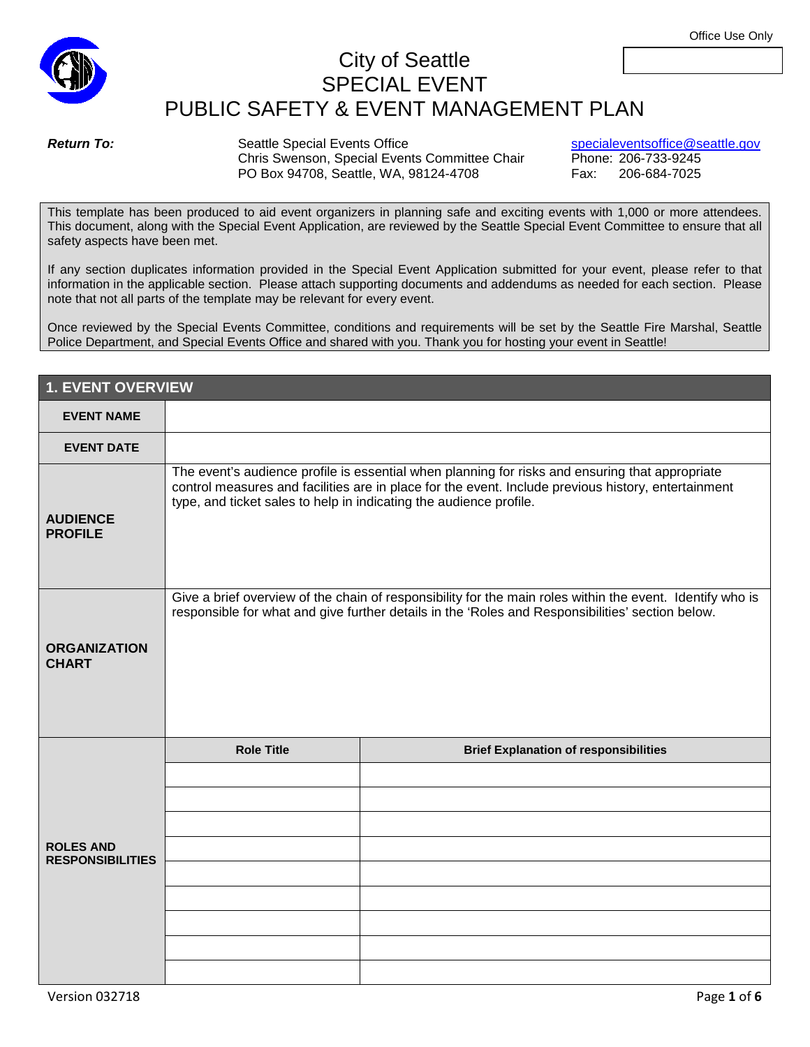Office Use Only

# City of Seattle
# SPECIAL EVENT
# PUBLIC SAFETY & EVENT MANAGEMENT PLAN

***Return To:***

Seattle Special Events Office
Chris Swenson, Special Events Committee Chair
PO Box 94708, Seattle, WA, 98124-4708

specialeventsoffice@seattle.gov
Phone: 206-733-9245
Fax: 206-684-7025

This template has been produced to aid event organizers in planning safe and exciting events with 1,000 or more attendees. This document, along with the Special Event Application, are reviewed by the Seattle Special Event Committee to ensure that all safety aspects have been met.

If any section duplicates information provided in the Special Event Application submitted for your event, please refer to that information in the applicable section. Please attach supporting documents and addendums as needed for each section. Please note that not all parts of the template may be relevant for every event.

Once reviewed by the Special Events Committee, conditions and requirements will be set by the Seattle Fire Marshal, Seattle Police Department, and Special Events Office and shared with you. Thank you for hosting your event in Seattle!

## 1. EVENT OVERVIEW

| | | |
|---|---|---|
| **EVENT NAME** | | |
| **EVENT DATE** | | |
| **AUDIENCE PROFILE** | The event's audience profile is essential when planning for risks and ensuring that appropriate control measures and facilities are in place for the event. Include previous history, entertainment type, and ticket sales to help in indicating the audience profile. | |
| **ORGANIZATION CHART** | Give a brief overview of the chain of responsibility for the main roles within the event. Identify who is responsible for what and give further details in the 'Roles and Responsibilities' section below. | |
| **ROLES AND RESPONSIBILITIES** | **Role Title** | **Brief Explanation of responsibilities** |
| | | |
| | | |
| | | |
| | | |
| | | |
| | | |
| | | |
| | | |
| | | |

Version 032718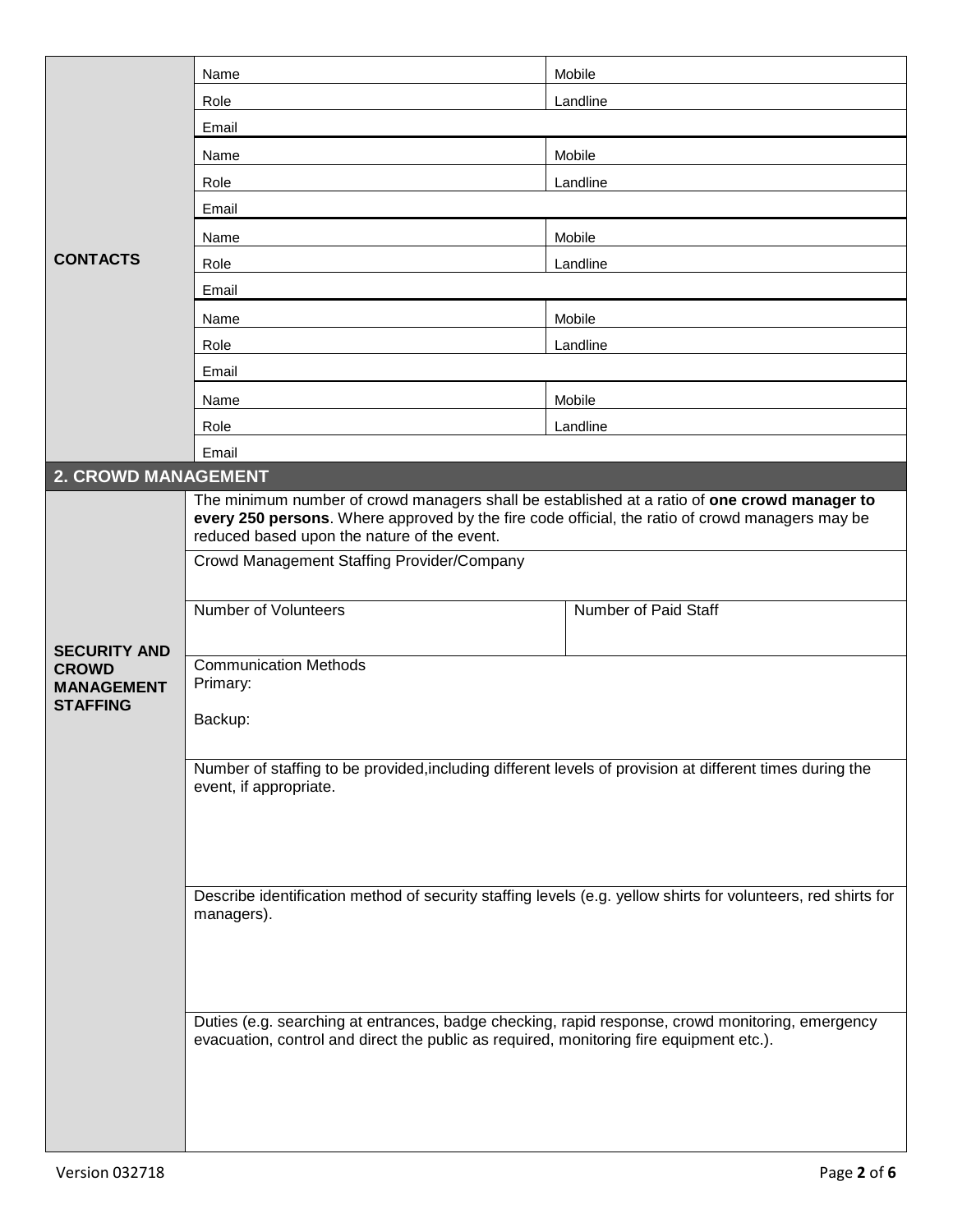| CONTACTS | | |
|---|---|---|
| | Name | Mobile |
| | Role | Landline |
| | Email | |
| | Name | Mobile |
| | Role | Landline |
| | Email | |
| | Name | Mobile |
| | Role | Landline |
| | Email | |
| | Name | Mobile |
| | Role | Landline |
| | Email | |
| | Name | Mobile |
| | Role | Landline |
| | Email | |

## 2. CROWD MANAGEMENT

**SECURITY AND CROWD MANAGEMENT STAFFING**

The minimum number of crowd managers shall be established at a ratio of **one crowd manager to every 250 persons**. Where approved by the fire code official, the ratio of crowd managers may be reduced based upon the nature of the event.

| Crowd Management Staffing Provider/Company | |
|---|---|
| Number of Volunteers | Number of Paid Staff |

Communication Methods
Primary:

Backup:

Number of staffing to be provided,including different levels of provision at different times during the event, if appropriate.

Describe identification method of security staffing levels (e.g. yellow shirts for volunteers, red shirts for managers).

Duties (e.g. searching at entrances, badge checking, rapid response, crowd monitoring, emergency evacuation, control and direct the public as required, monitoring fire equipment etc.).

Version 032718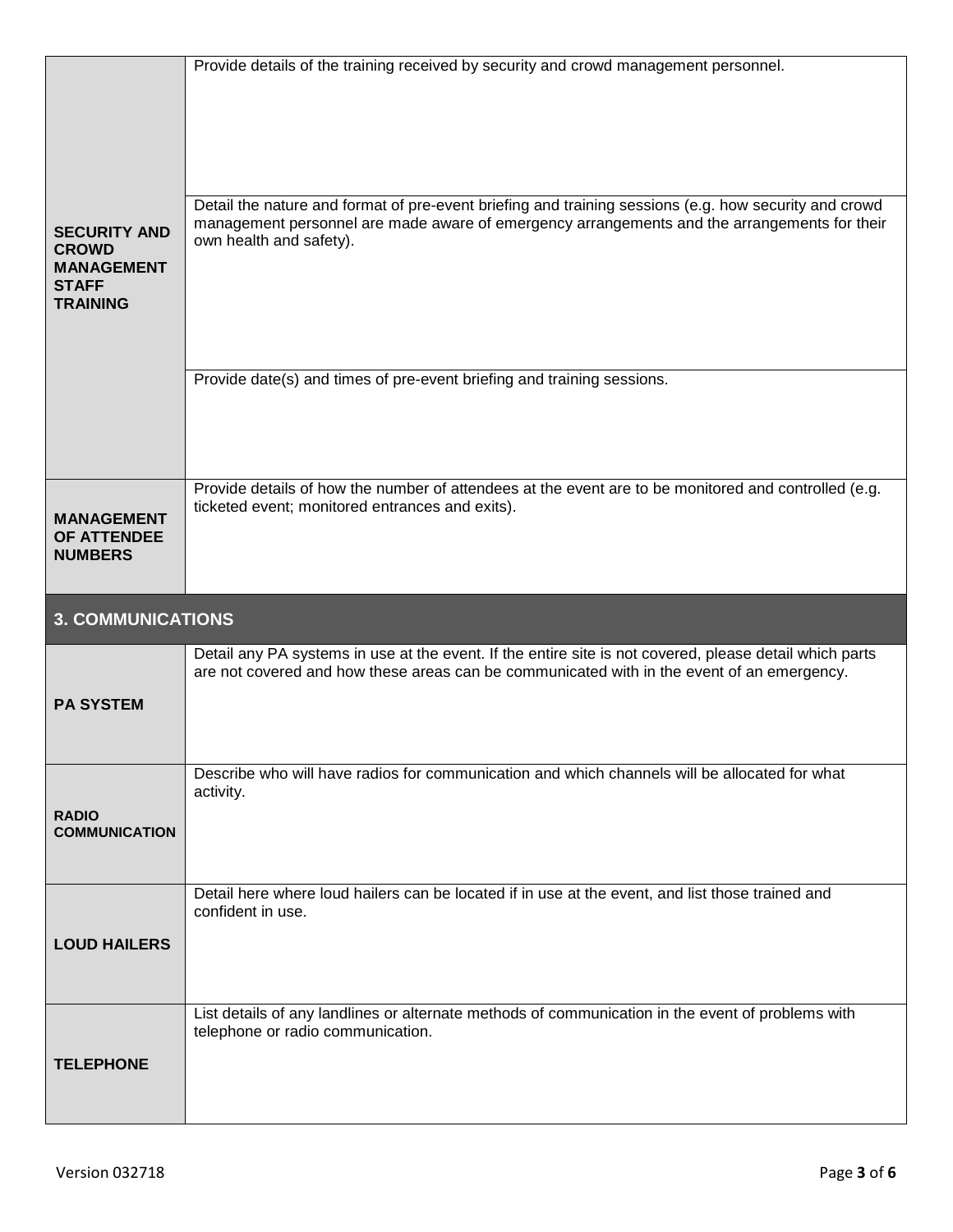| | |
|---|---|
| **SECURITY AND CROWD MANAGEMENT STAFF TRAINING** | Provide details of the training received by security and crowd management personnel. |
| | Detail the nature and format of pre-event briefing and training sessions (e.g. how security and crowd management personnel are made aware of emergency arrangements and the arrangements for their own health and safety). |
| | Provide date(s) and times of pre-event briefing and training sessions. |
| **MANAGEMENT OF ATTENDEE NUMBERS** | Provide details of how the number of attendees at the event are to be monitored and controlled (e.g. ticketed event; monitored entrances and exits). |

## 3. COMMUNICATIONS

| | |
|---|---|
| **PA SYSTEM** | Detail any PA systems in use at the event. If the entire site is not covered, please detail which parts are not covered and how these areas can be communicated with in the event of an emergency. |
| **RADIO COMMUNICATION** | Describe who will have radios for communication and which channels will be allocated for what activity. |
| **LOUD HAILERS** | Detail here where loud hailers can be located if in use at the event, and list those trained and confident in use. |
| **TELEPHONE** | List details of any landlines or alternate methods of communication in the event of problems with telephone or radio communication. |

Version 032718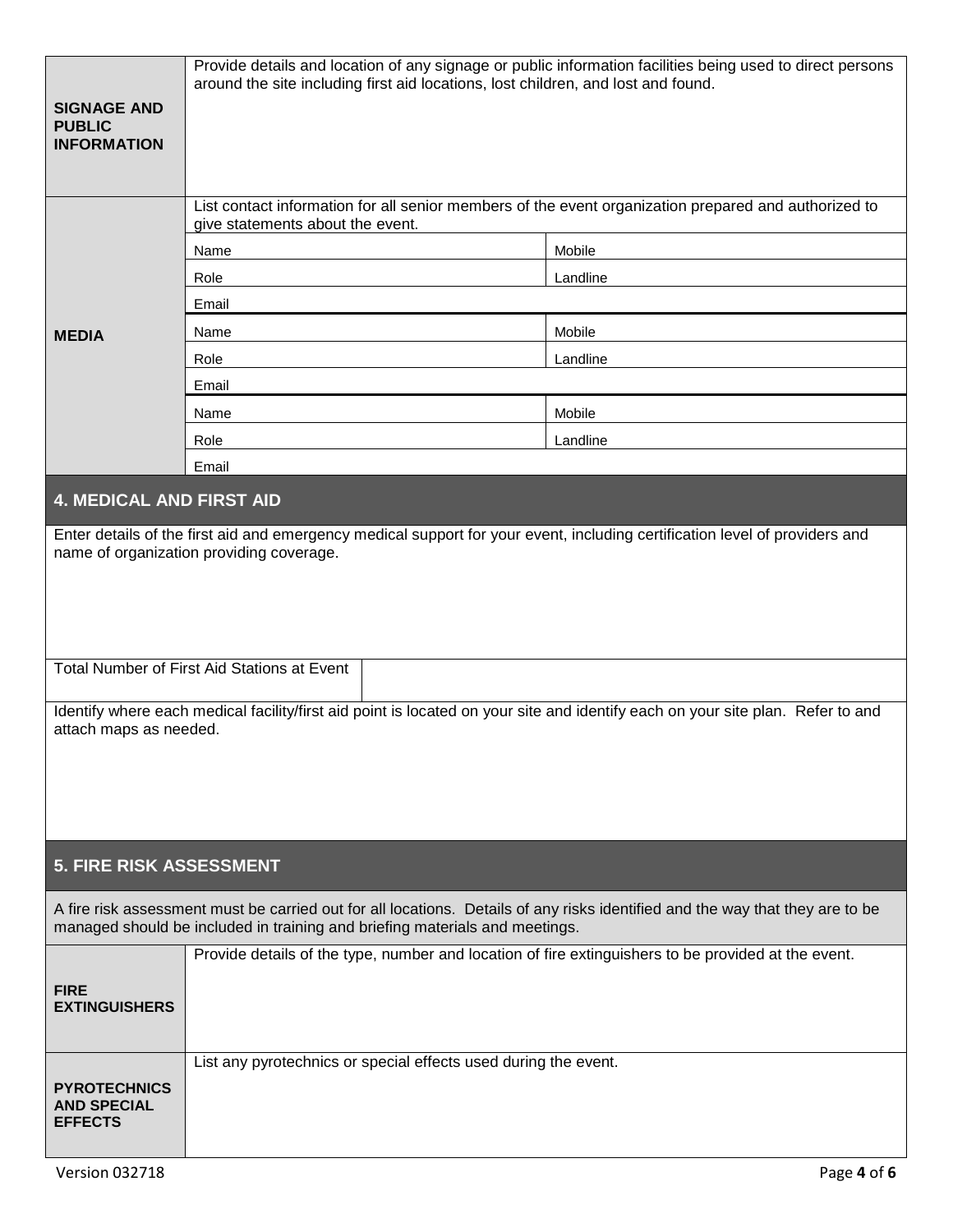| | |
|---|---|
| **SIGNAGE AND PUBLIC INFORMATION** | Provide details and location of any signage or public information facilities being used to direct persons around the site including first aid locations, lost children, and lost and found. |

| | | |
|---|---|---|
| **MEDIA** | List contact information for all senior members of the event organization prepared and authorized to give statements about the event. | |
| | Name | Mobile |
| | Role | Landline |
| | Email | |
| | Name | Mobile |
| | Role | Landline |
| | Email | |
| | Name | Mobile |
| | Role | Landline |
| | Email | |

## 4. MEDICAL AND FIRST AID

Enter details of the first aid and emergency medical support for your event, including certification level of providers and name of organization providing coverage.

| | |
|---|---|
| Total Number of First Aid Stations at Event | |

Identify where each medical facility/first aid point is located on your site and identify each on your site plan. Refer to and attach maps as needed.

## 5. FIRE RISK ASSESSMENT

A fire risk assessment must be carried out for all locations. Details of any risks identified and the way that they are to be managed should be included in training and briefing materials and meetings.

| | |
|---|---|
| **FIRE EXTINGUISHERS** | Provide details of the type, number and location of fire extinguishers to be provided at the event. |
| **PYROTECHNICS AND SPECIAL EFFECTS** | List any pyrotechnics or special effects used during the event. |

Version 032718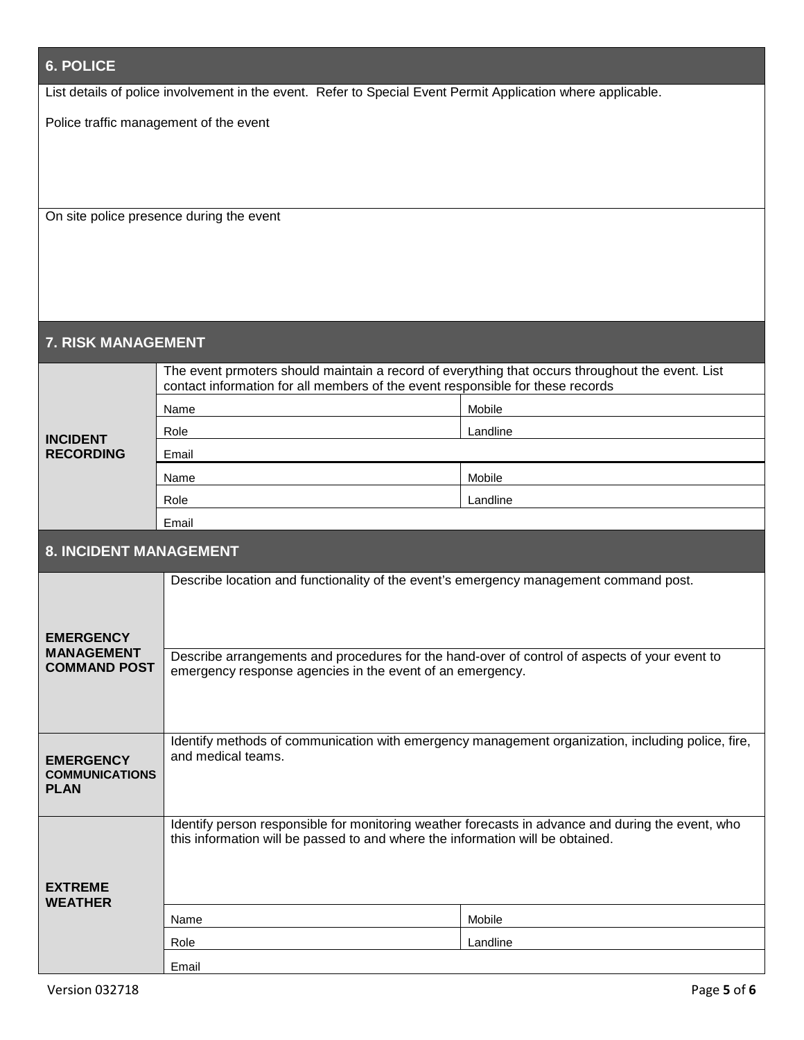## 6. POLICE

List details of police involvement in the event. Refer to Special Event Permit Application where applicable.

Police traffic management of the event

On site police presence during the event

## 7. RISK MANAGEMENT

| | | |
|---|---|---|
| **INCIDENT RECORDING** | The event prmoters should maintain a record of everything that occurs throughout the event. List contact information for all members of the event responsible for these records | |
| | Name | Mobile |
| | Role | Landline |
| | Email | |
| | Name | Mobile |
| | Role | Landline |
| | Email | |

## 8. INCIDENT MANAGEMENT

| | | |
|---|---|---|
| **EMERGENCY MANAGEMENT COMMAND POST** | Describe location and functionality of the event's emergency management command post. | |
| | Describe arrangements and procedures for the hand-over of control of aspects of your event to emergency response agencies in the event of an emergency. | |
| **EMERGENCY COMMUNICATIONS PLAN** | Identify methods of communication with emergency management organization, including police, fire, and medical teams. | |
| **EXTREME WEATHER** | Identify person responsible for monitoring weather forecasts in advance and during the event, who this information will be passed to and where the information will be obtained. | |
| | Name | Mobile |
| | Role | Landline |
| | Email | |

Version 032718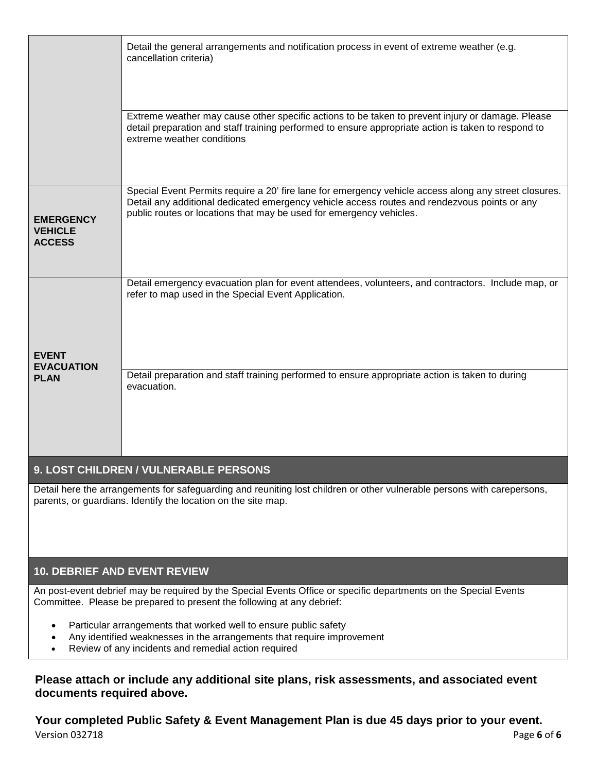| | |
|---|---|
| | Detail the general arrangements and notification process in event of extreme weather (e.g. cancellation criteria) |
| | Extreme weather may cause other specific actions to be taken to prevent injury or damage. Please detail preparation and staff training performed to ensure appropriate action is taken to respond to extreme weather conditions |
| **EMERGENCY VEHICLE ACCESS** | Special Event Permits require a 20' fire lane for emergency vehicle access along any street closures. Detail any additional dedicated emergency vehicle access routes and rendezvous points or any public routes or locations that may be used for emergency vehicles. |
| **EVENT EVACUATION PLAN** | Detail emergency evacuation plan for event attendees, volunteers, and contractors. Include map, or refer to map used in the Special Event Application. |
| | Detail preparation and staff training performed to ensure appropriate action is taken to during evacuation. |

## 9. LOST CHILDREN / VULNERABLE PERSONS

Detail here the arrangements for safeguarding and reuniting lost children or other vulnerable persons with carepersons, parents, or guardians. Identify the location on the site map.

## 10. DEBRIEF AND EVENT REVIEW

An post-event debrief may be required by the Special Events Office or specific departments on the Special Events Committee. Please be prepared to present the following at any debrief:

- Particular arrangements that worked well to ensure public safety
- Any identified weaknesses in the arrangements that require improvement
- Review of any incidents and remedial action required

**Please attach or include any additional site plans, risk assessments, and associated event documents required above.**

**Your completed Public Safety & Event Management Plan is due 45 days prior to your event.**

Version 032718